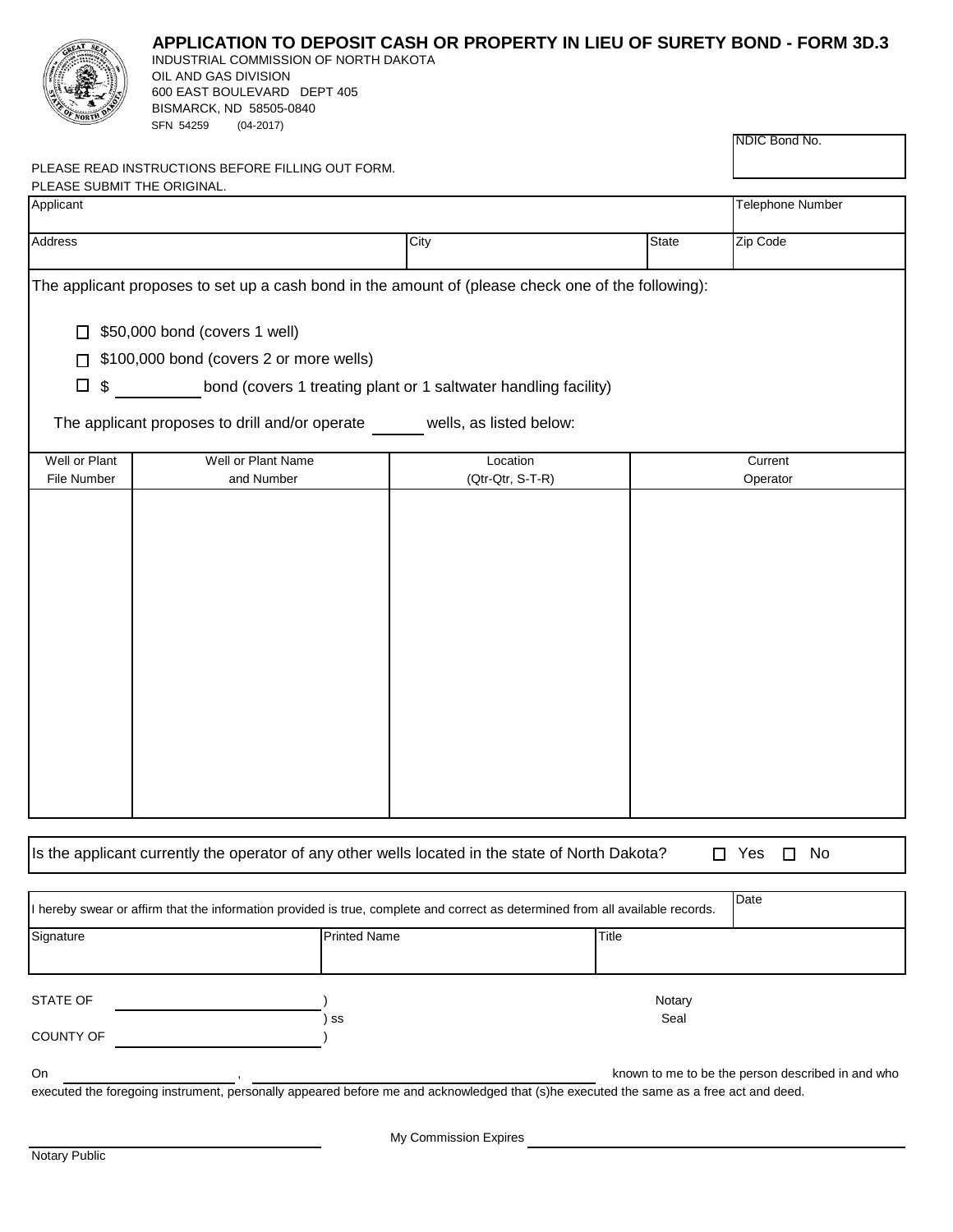# APPLICATION TO DEPOSIT CASH OR PROPERTY IN LIEU OF SURETY BOND - FORM 3D.3

INDUSTRIAL COMMISSION OF NORTH DAKOTA
OIL AND GAS DIVISION
600 EAST BOULEVARD DEPT 405
BISMARCK, ND 58505-0840
SFN 54259 (04-2017)

| NDIC Bond No. |
|---|
| |

PLEASE READ INSTRUCTIONS BEFORE FILLING OUT FORM.
PLEASE SUBMIT THE ORIGINAL.

| Applicant | | | Telephone Number |
|---|---|---|---|
| Address | City | State | Zip Code |

The applicant proposes to set up a cash bond in the amount of (please check one of the following):

- ☐ $50,000 bond (covers 1 well)
- ☐ $100,000 bond (covers 2 or more wells)
- ☐ $ ________ bond (covers 1 treating plant or 1 saltwater handling facility)

The applicant proposes to drill and/or operate _____ wells, as listed below:

| Well or Plant File Number | Well or Plant Name and Number | Location (Qtr-Qtr, S-T-R) | Current Operator |
|---|---|---|---|
| | | | |

Is the applicant currently the operator of any other wells located in the state of North Dakota? ☐ Yes ☐ No

| I hereby swear or affirm that the information provided is true, complete and correct as determined from all available records. | | Date |
|---|---|---|
| Signature | Printed Name | Title |

STATE OF ________________ )
) ss
COUNTY OF ________________ )

Notary
Seal

On ________________ , ________________________________ known to me to be the person described in and who executed the foregoing instrument, personally appeared before me and acknowledged that (s)he executed the same as a free act and deed.

________________________________
Notary Public

My Commission Expires ________________________________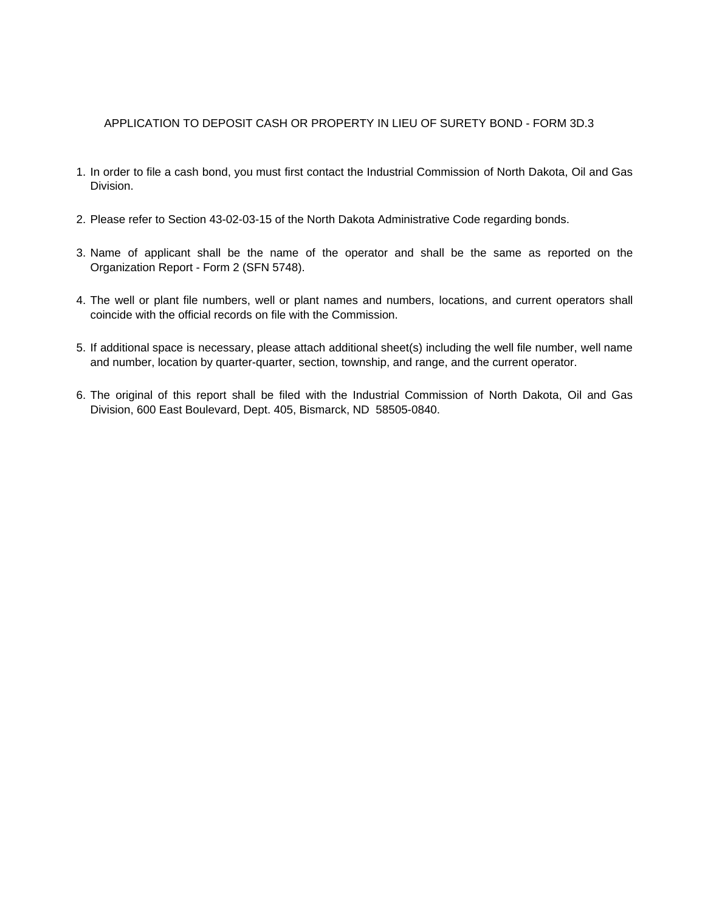# APPLICATION TO DEPOSIT CASH OR PROPERTY IN LIEU OF SURETY BOND - FORM 3D.3

1. In order to file a cash bond, you must first contact the Industrial Commission of North Dakota, Oil and Gas Division.

2. Please refer to Section 43-02-03-15 of the North Dakota Administrative Code regarding bonds.

3. Name of applicant shall be the name of the operator and shall be the same as reported on the Organization Report - Form 2 (SFN 5748).

4. The well or plant file numbers, well or plant names and numbers, locations, and current operators shall coincide with the official records on file with the Commission.

5. If additional space is necessary, please attach additional sheet(s) including the well file number, well name and number, location by quarter-quarter, section, township, and range, and the current operator.

6. The original of this report shall be filed with the Industrial Commission of North Dakota, Oil and Gas Division, 600 East Boulevard, Dept. 405, Bismarck, ND 58505-0840.